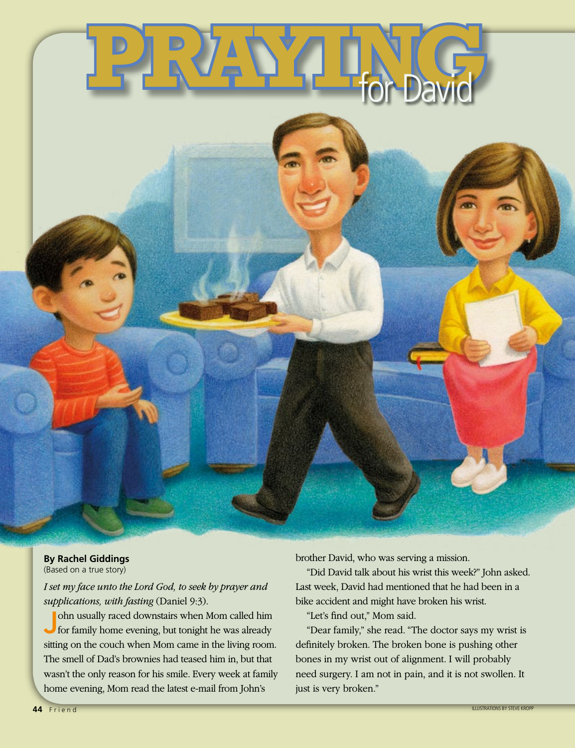# PRAYING for David

**By Rachel Giddings**
(Based on a true story)

*I set my face unto the Lord God, to seek by prayer and supplications, with fasting* (Daniel 9:3).

John usually raced downstairs when Mom called him for family home evening, but tonight he was already sitting on the couch when Mom came in the living room. The smell of Dad's brownies had teased him in, but that wasn't the only reason for his smile. Every week at family home evening, Mom read the latest e-mail from John's brother David, who was serving a mission.

"Did David talk about his wrist this week?" John asked. Last week, David had mentioned that he had been in a bike accident and might have broken his wrist.

"Let's find out," Mom said.

"Dear family," she read. "The doctor says my wrist is definitely broken. The broken bone is pushing other bones in my wrist out of alignment. I will probably need surgery. I am not in pain, and it is not swollen. It just is very broken."

ILLUSTRATIONS BY STEVE KROPP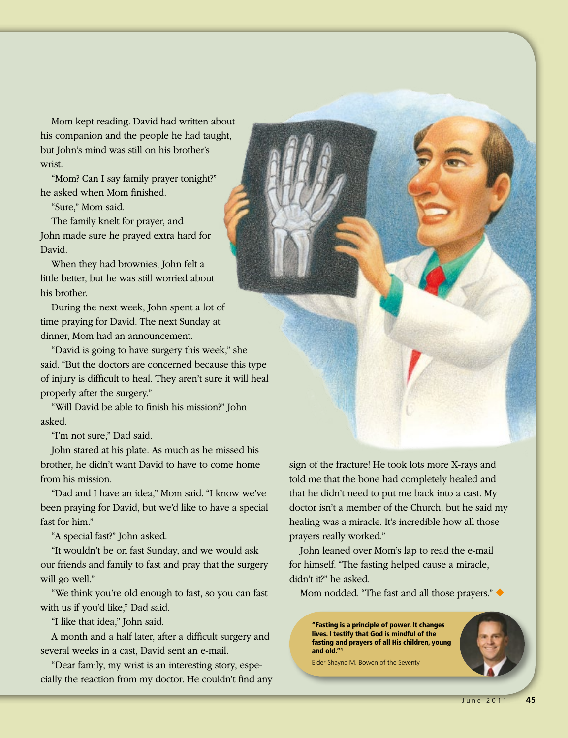Mom kept reading. David had written about his companion and the people he had taught, but John's mind was still on his brother's wrist.

"Mom? Can I say family prayer tonight?" he asked when Mom finished.

"Sure," Mom said.

The family knelt for prayer, and John made sure he prayed extra hard for David.

When they had brownies, John felt a little better, but he was still worried about his brother.

During the next week, John spent a lot of time praying for David. The next Sunday at dinner, Mom had an announcement.

"David is going to have surgery this week," she said. "But the doctors are concerned because this type of injury is difficult to heal. They aren't sure it will heal properly after the surgery."

"Will David be able to finish his mission?" John asked.

"I'm not sure," Dad said.

John stared at his plate. As much as he missed his brother, he didn't want David to have to come home from his mission.

"Dad and I have an idea," Mom said. "I know we've been praying for David, but we'd like to have a special fast for him."

"A special fast?" John asked.

"It wouldn't be on fast Sunday, and we would ask our friends and family to fast and pray that the surgery will go well."

"We think you're old enough to fast, so you can fast with us if you'd like," Dad said.

"I like that idea," John said.

A month and a half later, after a difficult surgery and several weeks in a cast, David sent an e-mail.

"Dear family, my wrist is an interesting story, especially the reaction from my doctor. He couldn't find any sign of the fracture! He took lots more X-rays and told me that the bone had completely healed and that he didn't need to put me back into a cast. My doctor isn't a member of the Church, but he said my healing was a miracle. It's incredible how all those prayers really worked."

John leaned over Mom's lap to read the e-mail for himself. "The fasting helped cause a miracle, didn't it?" he asked.

Mom nodded. "The fast and all those prayers." ◆

**"Fasting is a principle of power. It changes lives. I testify that God is mindful of the fasting and prayers of all His children, young and old."**[4]

Elder Shayne M. Bowen of the Seventy